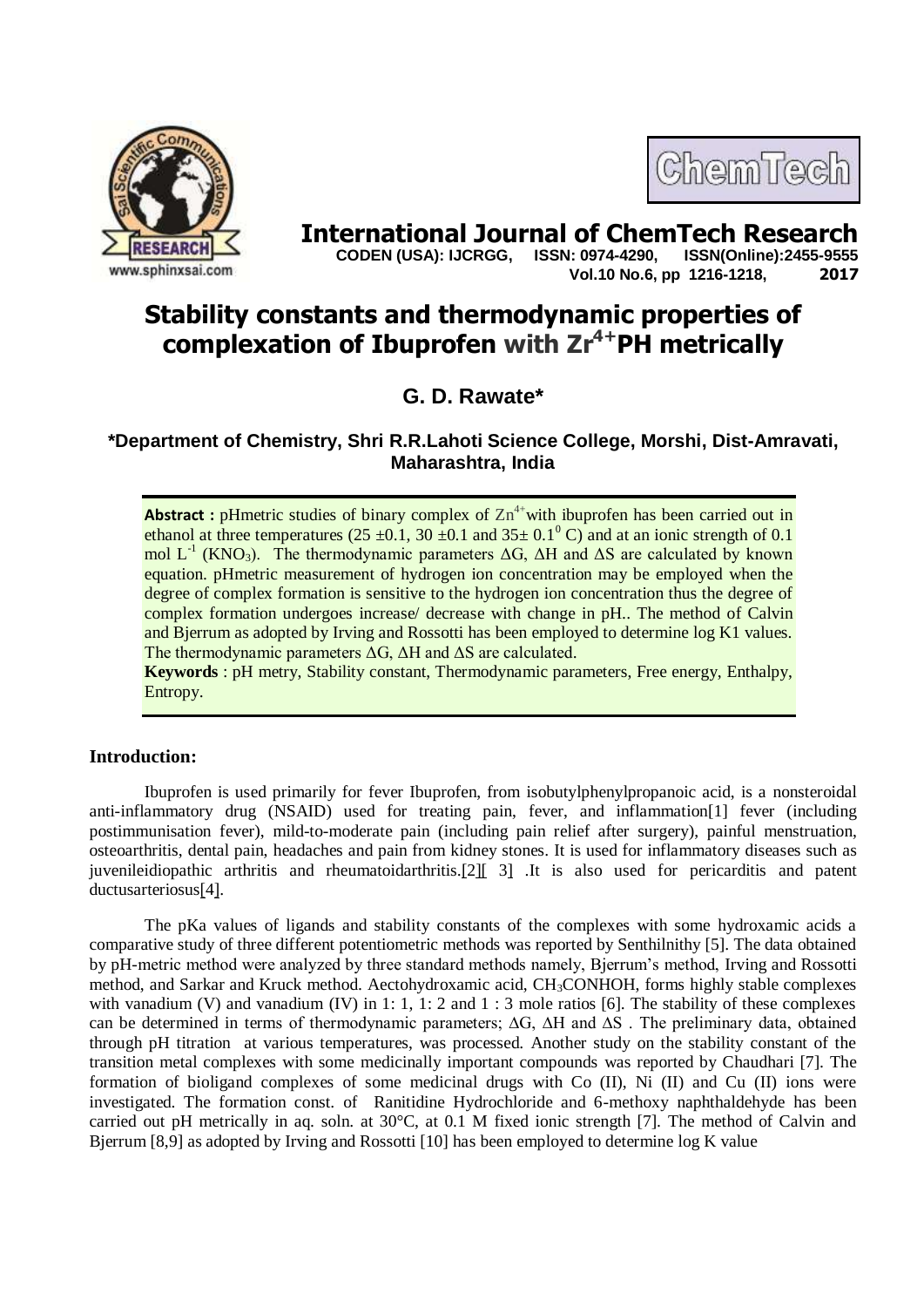# Stability constants and thermodynamic properties of complexation of Ibuprofen with $Zr^{4+}$PH metrically

## G. D. Rawate*

**\*Department of Chemistry, Shri R.R.Lahoti Science College, Morshi, Dist-Amravati, Maharashtra, India**

**Abstract :** pHmetric studies of binary complex of $Zn^{4+}$with ibuprofen has been carried out in ethanol at three temperatures (25 ±0.1, 30 ±0.1 and 35± $0.1^0$ C) and at an ionic strength of 0.1 mol $L^{-1}$ ($KNO_3$). The thermodynamic parameters ΔG, ΔH and ΔS are calculated by known equation. pHmetric measurement of hydrogen ion concentration may be employed when the degree of complex formation is sensitive to the hydrogen ion concentration thus the degree of complex formation undergoes increase/ decrease with change in pH.. The method of Calvin and Bjerrum as adopted by Irving and Rossotti has been employed to determine log K1 values. The thermodynamic parameters ΔG, ΔH and ΔS are calculated.

**Keywords** : pH metry, Stability constant, Thermodynamic parameters, Free energy, Enthalpy, Entropy.

## Introduction:

Ibuprofen is used primarily for fever Ibuprofen, from isobutylphenylpropanoic acid, is a nonsteroidal anti-inflammatory drug (NSAID) used for treating pain, fever, and inflammation[1] fever (including postimmunisation fever), mild-to-moderate pain (including pain relief after surgery), painful menstruation, osteoarthritis, dental pain, headaches and pain from kidney stones. It is used for inflammatory diseases such as juvenileidiopathic arthritis and rheumatoidarthritis.[2][ 3] .It is also used for pericarditis and patent ductusarteriosus[4].

The pKa values of ligands and stability constants of the complexes with some hydroxamic acids a comparative study of three different potentiometric methods was reported by Senthilnithy [5]. The data obtained by pH-metric method were analyzed by three standard methods namely, Bjerrum's method, Irving and Rossotti method, and Sarkar and Kruck method. Aectohydroxamic acid, $CH_3CONHOH$, forms highly stable complexes with vanadium (V) and vanadium (IV) in 1: 1, 1: 2 and 1 : 3 mole ratios [6]. The stability of these complexes can be determined in terms of thermodynamic parameters; ΔG, ΔH and ΔS . The preliminary data, obtained through pH titration at various temperatures, was processed. Another study on the stability constant of the transition metal complexes with some medicinally important compounds was reported by Chaudhari [7]. The formation of bioligand complexes of some medicinal drugs with Co (II), Ni (II) and Cu (II) ions were investigated. The formation const. of Ranitidine Hydrochloride and 6-methoxy naphthaldehyde has been carried out pH metrically in aq. soln. at 30°C, at 0.1 M fixed ionic strength [7]. The method of Calvin and Bjerrum [8,9] as adopted by Irving and Rossotti [10] has been employed to determine log K value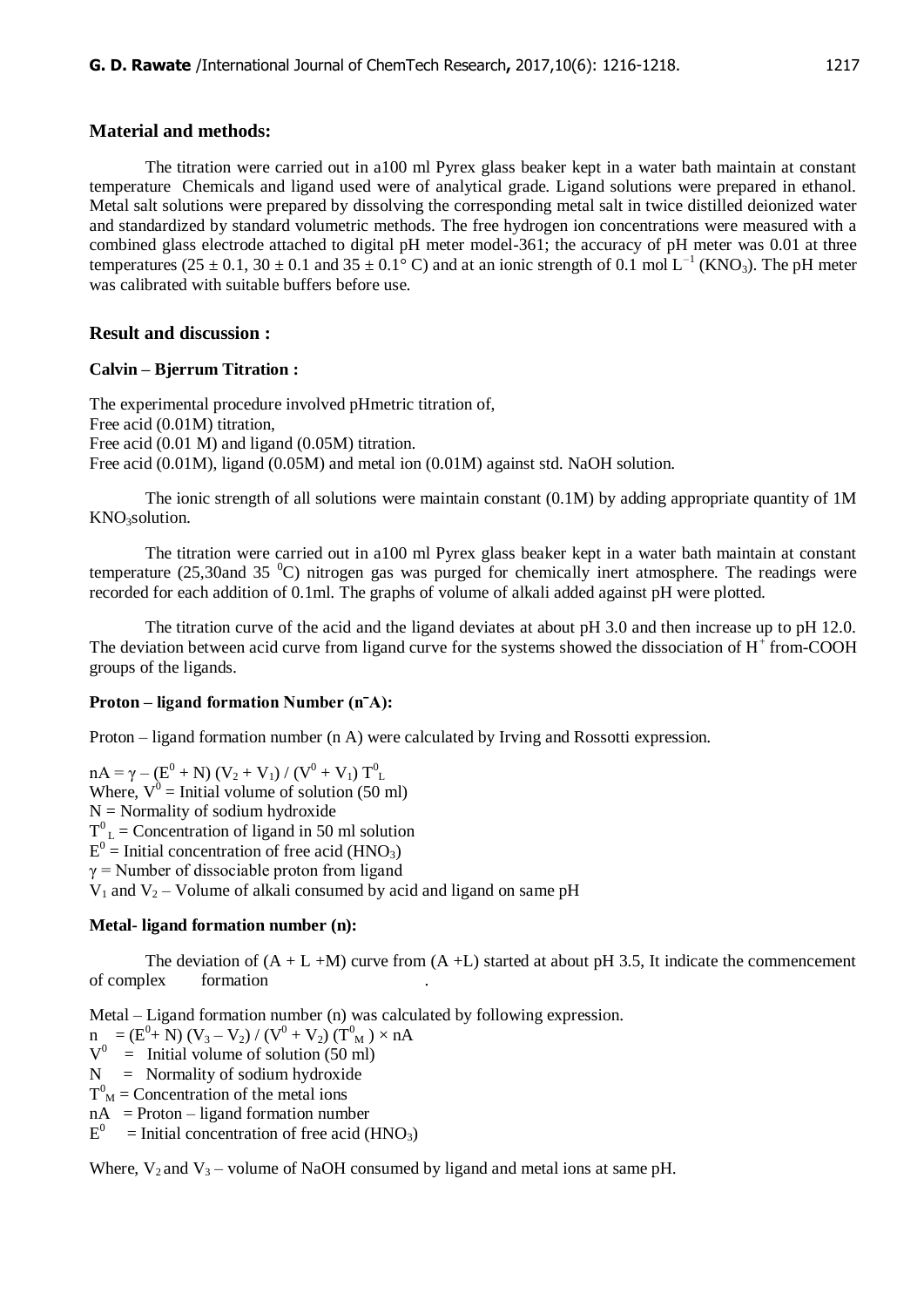## Material and methods:

The titration were carried out in a100 ml Pyrex glass beaker kept in a water bath maintain at constant temperature Chemicals and ligand used were of analytical grade. Ligand solutions were prepared in ethanol. Metal salt solutions were prepared by dissolving the corresponding metal salt in twice distilled deionized water and standardized by standard volumetric methods. The free hydrogen ion concentrations were measured with a combined glass electrode attached to digital pH meter model-361; the accuracy of pH meter was 0.01 at three temperatures ($25 \pm 0.1$, $30 \pm 0.1$ and $35 \pm 0.1°$ C) and at an ionic strength of 0.1 mol $L^{-1}$ ($KNO_3$). The pH meter was calibrated with suitable buffers before use.

## Result and discussion :

### Calvin – Bjerrum Titration :

The experimental procedure involved pHmetric titration of,
Free acid (0.01M) titration,
Free acid (0.01 M) and ligand (0.05M) titration.
Free acid (0.01M), ligand (0.05M) and metal ion (0.01M) against std. NaOH solution.

The ionic strength of all solutions were maintain constant (0.1M) by adding appropriate quantity of 1M $KNO_3$solution.

The titration were carried out in a100 ml Pyrex glass beaker kept in a water bath maintain at constant temperature (25,30and 35 $^0$C) nitrogen gas was purged for chemically inert atmosphere. The readings were recorded for each addition of 0.1ml. The graphs of volume of alkali added against pH were plotted.

The titration curve of the acid and the ligand deviates at about pH 3.0 and then increase up to pH 12.0. The deviation between acid curve from ligand curve for the systems showed the dissociation of $H^+$ from-COOH groups of the ligands.

### Proton – ligand formation Number ($\bar{n}A$):

Proton – ligand formation number (n A) were calculated by Irving and Rossotti expression.

$nA = \gamma - (E^0 + N)(V_2 + V_1) / (V^0 + V_1) T^0_L$
Where, $V^0$ = Initial volume of solution (50 ml)
N = Normality of sodium hydroxide
$T^0_L$ = Concentration of ligand in 50 ml solution
$E^0$ = Initial concentration of free acid ($HNO_3$)
$\gamma$ = Number of dissociable proton from ligand
$V_1$ and $V_2$ – Volume of alkali consumed by acid and ligand on same pH

### Metal- ligand formation number (n):

The deviation of (A + L +M) curve from (A +L) started at about pH 3.5, It indicate the commencement of complex formation .

Metal – Ligand formation number (n) was calculated by following expression.
$n = (E^0 + N)(V_3 - V_2) / (V^0 + V_2)(T^0_M) \times nA$
$V^0$ = Initial volume of solution (50 ml)
N = Normality of sodium hydroxide
$T^0_M$ = Concentration of the metal ions
nA = Proton – ligand formation number
$E^0$ = Initial concentration of free acid ($HNO_3$)

Where, $V_2$ and $V_3$ – volume of NaOH consumed by ligand and metal ions at same pH.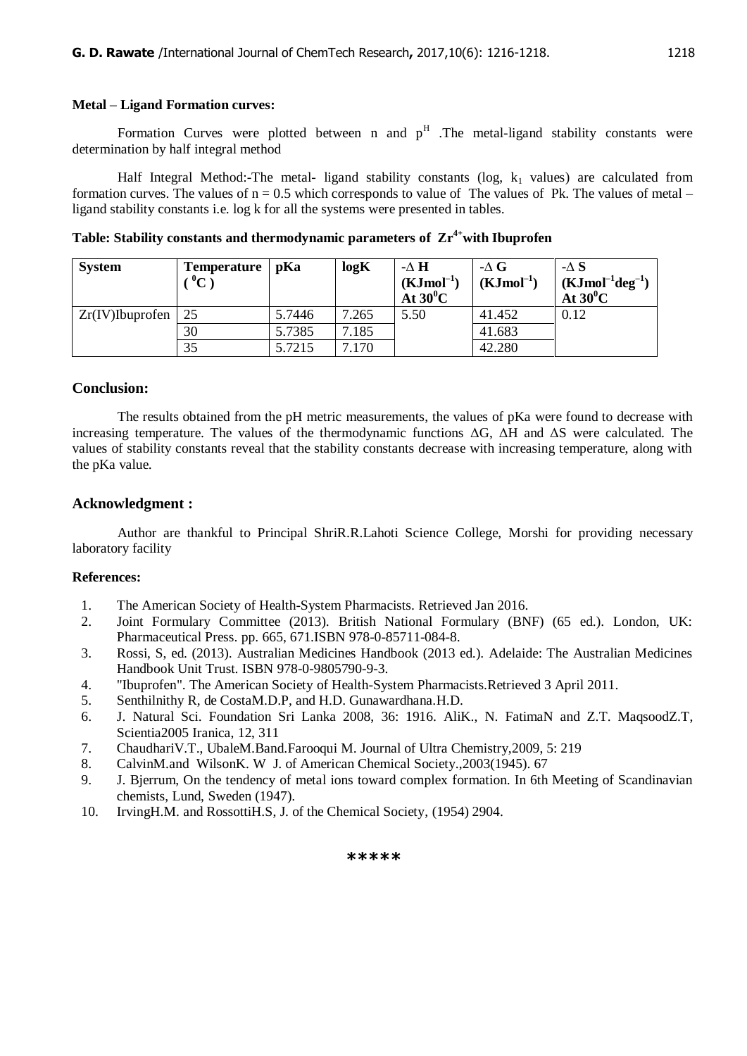**Metal – Ligand Formation curves:**

Formation Curves were plotted between n and $p^H$ .The metal-ligand stability constants were determination by half integral method

Half Integral Method:-The metal- ligand stability constants (log, $k_1$ values) are calculated from formation curves. The values of n = 0.5 which corresponds to value of The values of Pk. The values of metal – ligand stability constants i.e. log k for all the systems were presented in tables.

**Table: Stability constants and thermodynamic parameters of $Zr^{4+}$with Ibuprofen**

| System | Temperature ( $^0$C ) | pKa | logK | -$\Delta$ H ($KJmol^{-1}$) At 30$^0$C | -$\Delta$ G ($KJmol^{-1}$) | -$\Delta$ S ($KJmol^{-1}deg^{-1}$) At 30$^0$C |
|---|---|---|---|---|---|---|
| Zr(IV)Ibuprofen | 25 | 5.7446 | 7.265 | 5.50 | 41.452 | 0.12 |
| | 30 | 5.7385 | 7.185 | | 41.683 | |
| | 35 | 5.7215 | 7.170 | | 42.280 | |

## Conclusion:

The results obtained from the pH metric measurements, the values of pKa were found to decrease with increasing temperature. The values of the thermodynamic functions $\Delta$G, $\Delta$H and $\Delta$S were calculated. The values of stability constants reveal that the stability constants decrease with increasing temperature, along with the pKa value.

## Acknowledgment :

Author are thankful to Principal ShriR.R.Lahoti Science College, Morshi for providing necessary laboratory facility

**References:**

1. The American Society of Health-System Pharmacists. Retrieved Jan 2016.
2. Joint Formulary Committee (2013). British National Formulary (BNF) (65 ed.). London, UK: Pharmaceutical Press. pp. 665, 671.ISBN 978-0-85711-084-8.
3. Rossi, S, ed. (2013). Australian Medicines Handbook (2013 ed.). Adelaide: The Australian Medicines Handbook Unit Trust. ISBN 978-0-9805790-9-3.
4. "Ibuprofen". The American Society of Health-System Pharmacists.Retrieved 3 April 2011.
5. Senthilnithy R, de CostaM.D.P, and H.D. Gunawardhana.H.D.
6. J. Natural Sci. Foundation Sri Lanka 2008, 36: 1916. AliK., N. FatimaN and Z.T. MaqsoodZ.T, Scientia2005 Iranica, 12, 311
7. ChaudhariV.T., UbaleM.Band.Farooqui M. Journal of Ultra Chemistry,2009, 5: 219
8. CalvinM.and WilsonK. W J. of American Chemical Society.,2003(1945). 67
9. J. Bjerrum, On the tendency of metal ions toward complex formation. In 6th Meeting of Scandinavian chemists, Lund, Sweden (1947).
10. IrvingH.M. and RossottiH.S, J. of the Chemical Society, (1954) 2904.

*****